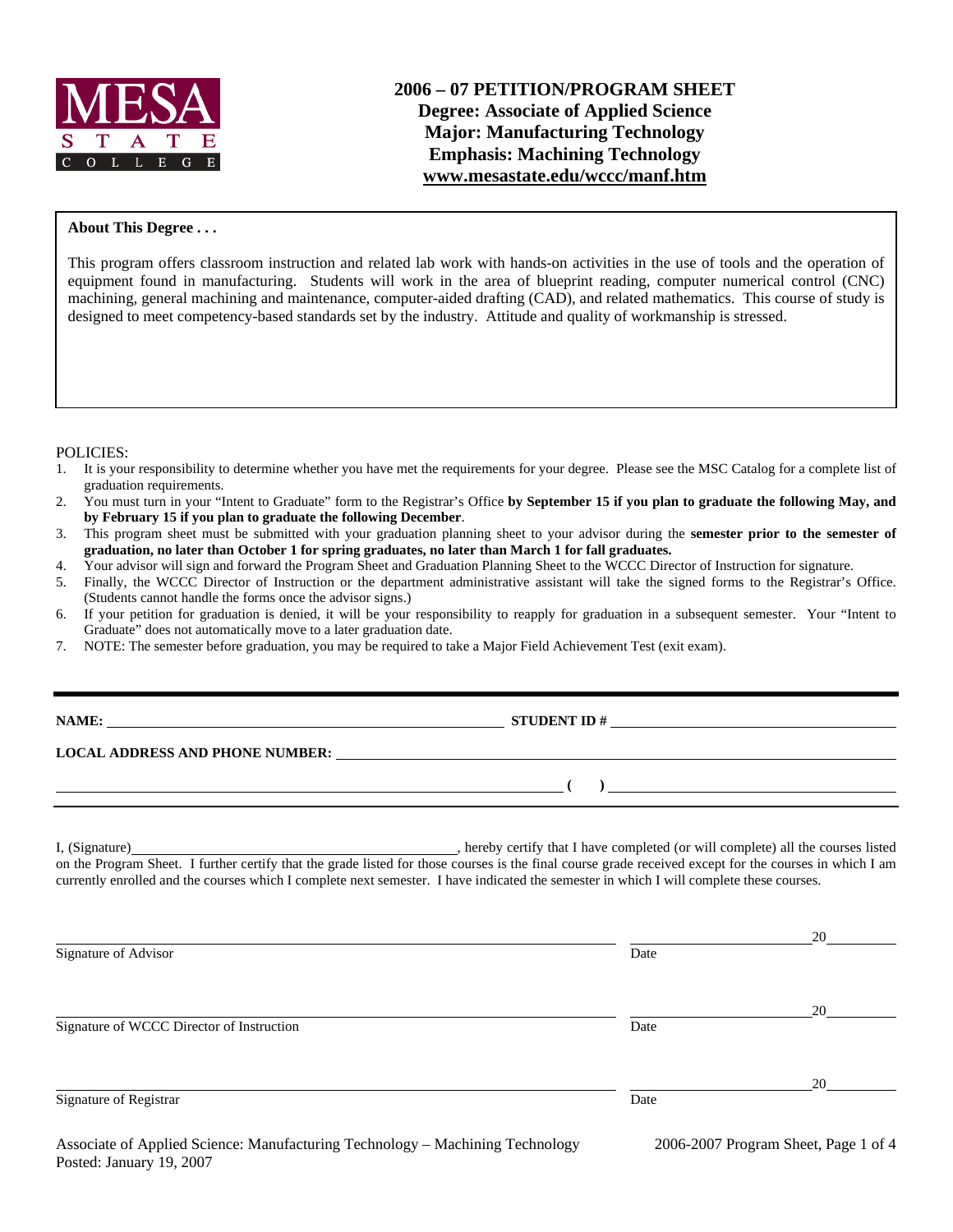MESA STATE COLLEGE

# 2006 – 07 PETITION/PROGRAM SHEET
## Degree: Associate of Applied Science
## Major: Manufacturing Technology
## Emphasis: Machining Technology
## www.mesastate.edu/wccc/manf.htm

**About This Degree . . .**

This program offers classroom instruction and related lab work with hands-on activities in the use of tools and the operation of equipment found in manufacturing. Students will work in the area of blueprint reading, computer numerical control (CNC) machining, general machining and maintenance, computer-aided drafting (CAD), and related mathematics. This course of study is designed to meet competency-based standards set by the industry. Attitude and quality of workmanship is stressed.

POLICIES:

1. It is your responsibility to determine whether you have met the requirements for your degree. Please see the MSC Catalog for a complete list of graduation requirements.
2. You must turn in your "Intent to Graduate" form to the Registrar's Office **by September 15 if you plan to graduate the following May, and by February 15 if you plan to graduate the following December**.
3. This program sheet must be submitted with your graduation planning sheet to your advisor during the **semester prior to the semester of graduation, no later than October 1 for spring graduates, no later than March 1 for fall graduates.**
4. Your advisor will sign and forward the Program Sheet and Graduation Planning Sheet to the WCCC Director of Instruction for signature.
5. Finally, the WCCC Director of Instruction or the department administrative assistant will take the signed forms to the Registrar's Office. (Students cannot handle the forms once the advisor signs.)
6. If your petition for graduation is denied, it will be your responsibility to reapply for graduation in a subsequent semester. Your "Intent to Graduate" does not automatically move to a later graduation date.
7. NOTE: The semester before graduation, you may be required to take a Major Field Achievement Test (exit exam).

**NAME:** ______________________________ **STUDENT ID #** ______________________________

**LOCAL ADDRESS AND PHONE NUMBER:** ______________________________

______________________________ **( )** ______________________________

I, (Signature)______________________________, hereby certify that I have completed (or will complete) all the courses listed on the Program Sheet. I further certify that the grade listed for those courses is the final course grade received except for the courses in which I am currently enrolled and the courses which I complete next semester. I have indicated the semester in which I will complete these courses.

______________________________ ______________________20______
Signature of Advisor Date

______________________________ ______________________20______
Signature of WCCC Director of Instruction Date

______________________________ ______________________20______
Signature of Registrar Date

Associate of Applied Science: Manufacturing Technology – Machining Technology
Posted: January 19, 2007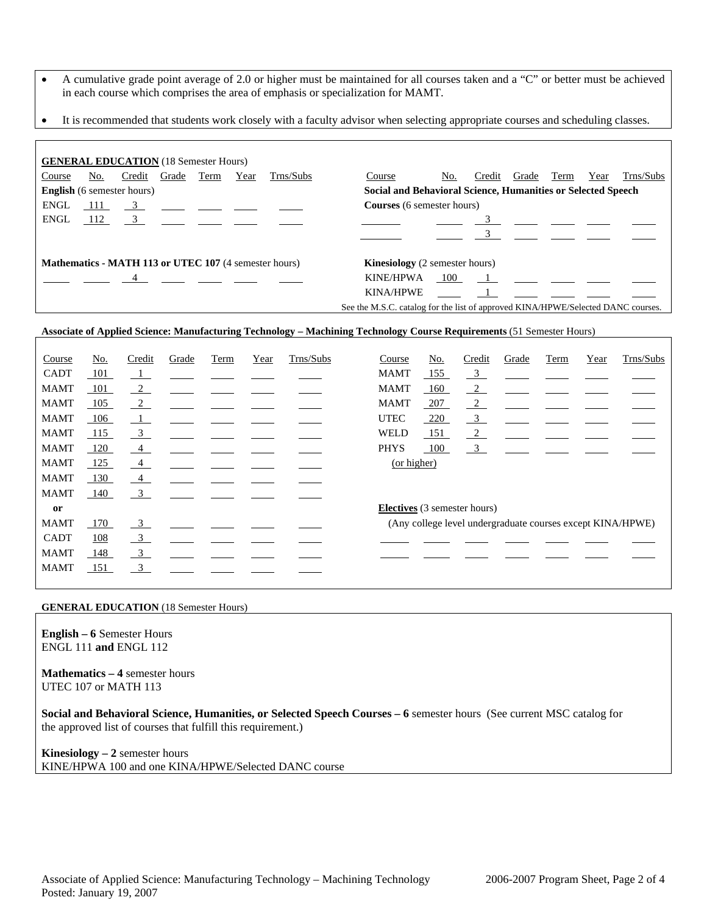- A cumulative grade point average of 2.0 or higher must be maintained for all courses taken and a "C" or better must be achieved in each course which comprises the area of emphasis or specialization for MAMT.
- It is recommended that students work closely with a faculty advisor when selecting appropriate courses and scheduling classes.

**GENERAL EDUCATION** (18 Semester Hours)

| Course | No. | Credit | Grade | Term | Year | Trns/Subs |
|---|---|---|---|---|---|---|
| **English** (6 semester hours) | | | | | | |
| ENGL | 111 | 3 | | | | |
| ENGL | 112 | 3 | | | | |
| **Mathematics - MATH 113 or UTEC 107** (4 semester hours) | | | | | | |
| | | 4 | | | | |
| **Social and Behavioral Science, Humanities or Selected Speech Courses** (6 semester hours) | | | | | | |
| | | 3 | | | | |
| | | 3 | | | | |
| **Kinesiology** (2 semester hours) | | | | | | |
| KINE/HPWA | 100 | 1 | | | | |
| KINA/HPWE | | 1 | | | | |

See the M.S.C. catalog for the list of approved KINA/HPWE/Selected DANC courses.

**Associate of Applied Science: Manufacturing Technology – Machining Technology Course Requirements** (51 Semester Hours)

| Course | No. | Credit | Grade | Term | Year | Trns/Subs |
|---|---|---|---|---|---|---|
| CADT | 101 | 1 | | | | |
| MAMT | 101 | 2 | | | | |
| MAMT | 105 | 2 | | | | |
| MAMT | 106 | 1 | | | | |
| MAMT | 115 | 3 | | | | |
| MAMT | 120 | 4 | | | | |
| MAMT | 125 | 4 | | | | |
| MAMT | 130 | 4 | | | | |
| MAMT | 140 | 3 | | | | |
| **or** | | | | | | |
| MAMT | 170 | 3 | | | | |
| CADT | 108 | 3 | | | | |
| MAMT | 148 | 3 | | | | |
| MAMT | 151 | 3 | | | | |
| MAMT | 155 | 3 | | | | |
| MAMT | 160 | 2 | | | | |
| MAMT | 207 | 2 | | | | |
| UTEC | 220 | 3 | | | | |
| WELD | 151 | 2 | | | | |
| PHYS | 100 (or higher) | 3 | | | | |

**Electives** (3 semester hours)
(Any college level undergraduate courses except KINA/HPWE)

| Course | No. | Credit | Grade | Term | Year | Trns/Subs |
|---|---|---|---|---|---|---|
| | | | | | | |
| | | | | | | |

**GENERAL EDUCATION** (18 Semester Hours)

**English – 6** Semester Hours
ENGL 111 **and** ENGL 112

**Mathematics – 4** semester hours
UTEC 107 or MATH 113

**Social and Behavioral Science, Humanities, or Selected Speech Courses – 6** semester hours (See current MSC catalog for the approved list of courses that fulfill this requirement.)

**Kinesiology – 2** semester hours
KINE/HPWA 100 and one KINA/HPWE/Selected DANC course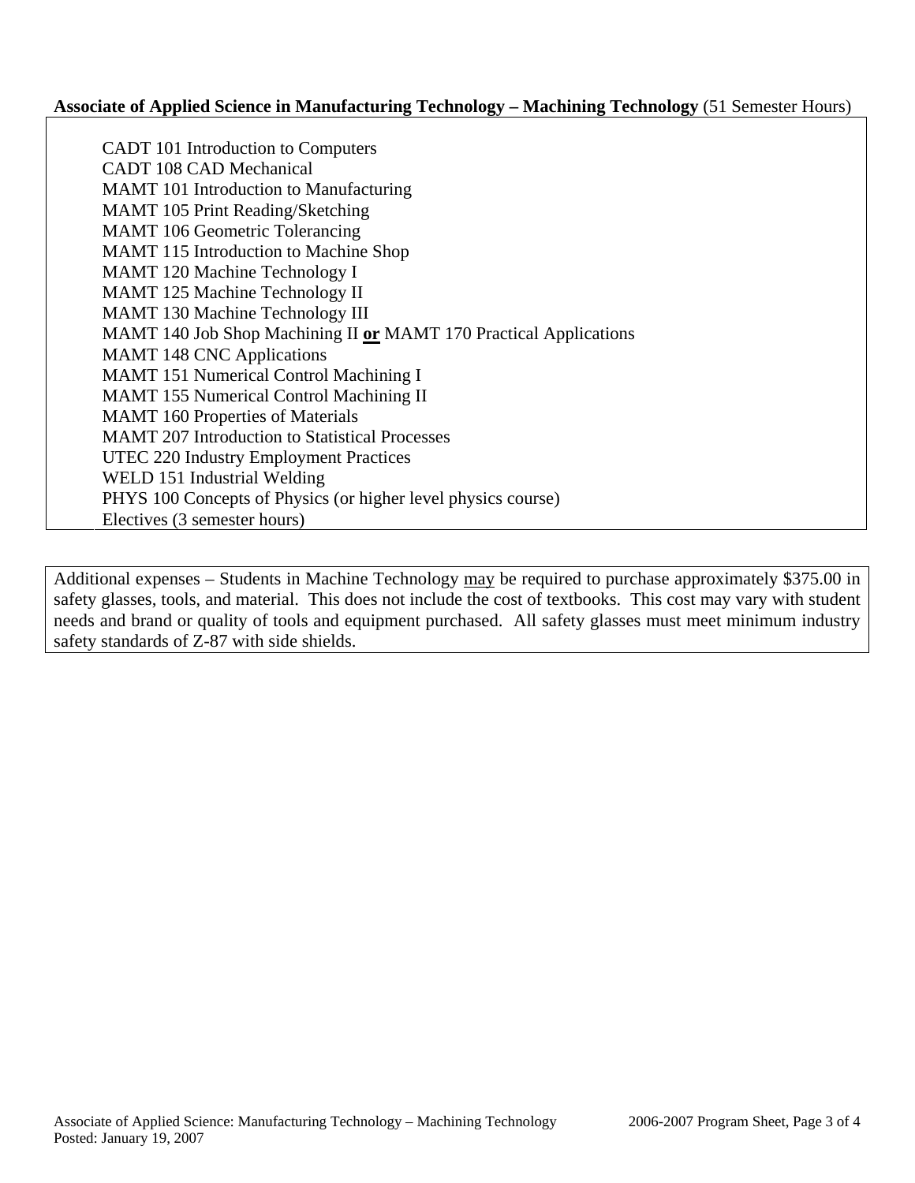**Associate of Applied Science in Manufacturing Technology – Machining Technology** (51 Semester Hours)

- CADT 101 Introduction to Computers
- CADT 108 CAD Mechanical
- MAMT 101 Introduction to Manufacturing
- MAMT 105 Print Reading/Sketching
- MAMT 106 Geometric Tolerancing
- MAMT 115 Introduction to Machine Shop
- MAMT 120 Machine Technology I
- MAMT 125 Machine Technology II
- MAMT 130 Machine Technology III
- MAMT 140 Job Shop Machining II **or** MAMT 170 Practical Applications
- MAMT 148 CNC Applications
- MAMT 151 Numerical Control Machining I
- MAMT 155 Numerical Control Machining II
- MAMT 160 Properties of Materials
- MAMT 207 Introduction to Statistical Processes
- UTEC 220 Industry Employment Practices
- WELD 151 Industrial Welding
- PHYS 100 Concepts of Physics (or higher level physics course)
- Electives (3 semester hours)

Additional expenses – Students in Machine Technology may be required to purchase approximately $375.00 in safety glasses, tools, and material. This does not include the cost of textbooks. This cost may vary with student needs and brand or quality of tools and equipment purchased. All safety glasses must meet minimum industry safety standards of Z-87 with side shields.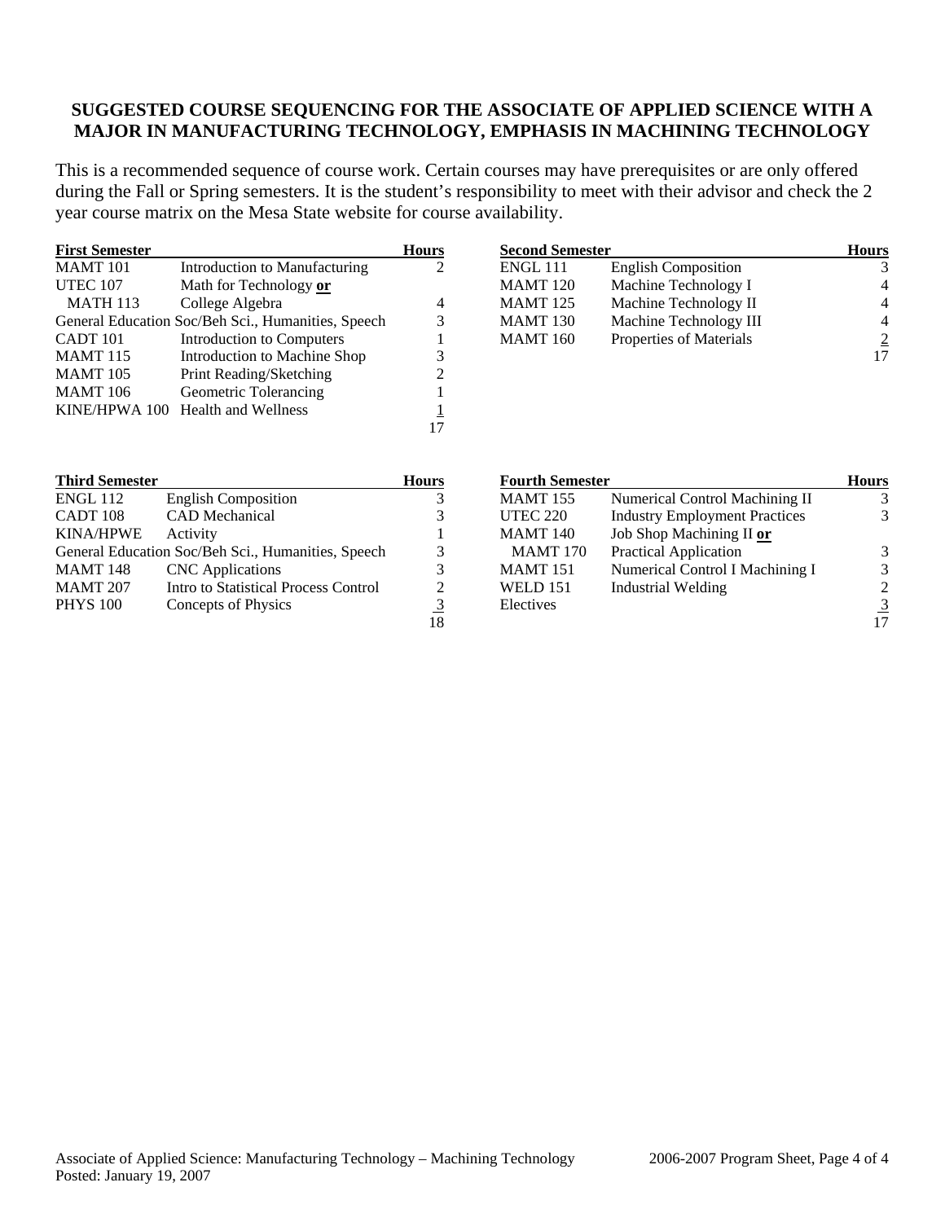## SUGGESTED COURSE SEQUENCING FOR THE ASSOCIATE OF APPLIED SCIENCE WITH A MAJOR IN MANUFACTURING TECHNOLOGY, EMPHASIS IN MACHINING TECHNOLOGY

This is a recommended sequence of course work. Certain courses may have prerequisites or are only offered during the Fall or Spring semesters. It is the student's responsibility to meet with their advisor and check the 2 year course matrix on the Mesa State website for course availability.

| First Semester | | Hours |
|---|---|---|
| MAMT 101 | Introduction to Manufacturing | 2 |
| UTEC 107 | Math for Technology **or** | |
| MATH 113 | College Algebra | 4 |
| General Education Soc/Beh Sci., Humanities, Speech | | 3 |
| CADT 101 | Introduction to Computers | 1 |
| MAMT 115 | Introduction to Machine Shop | 3 |
| MAMT 105 | Print Reading/Sketching | 2 |
| MAMT 106 | Geometric Tolerancing | 1 |
| KINE/HPWA 100 | Health and Wellness | 1 |
| | | 17 |

| Second Semester | | Hours |
|---|---|---|
| ENGL 111 | English Composition | 3 |
| MAMT 120 | Machine Technology I | 4 |
| MAMT 125 | Machine Technology II | 4 |
| MAMT 130 | Machine Technology III | 4 |
| MAMT 160 | Properties of Materials | 2 |
| | | 17 |

| Third Semester | | Hours |
|---|---|---|
| ENGL 112 | English Composition | 3 |
| CADT 108 | CAD Mechanical | 3 |
| KINA/HPWE | Activity | 1 |
| General Education Soc/Beh Sci., Humanities, Speech | | 3 |
| MAMT 148 | CNC Applications | 3 |
| MAMT 207 | Intro to Statistical Process Control | 2 |
| PHYS 100 | Concepts of Physics | 3 |
| | | 18 |

| Fourth Semester | | Hours |
|---|---|---|
| MAMT 155 | Numerical Control Machining II | 3 |
| UTEC 220 | Industry Employment Practices | 3 |
| MAMT 140 | Job Shop Machining II **or** | |
| MAMT 170 | Practical Application | 3 |
| MAMT 151 | Numerical Control I Machining I | 3 |
| WELD 151 | Industrial Welding | 2 |
| Electives | | 3 |
| | | 17 |